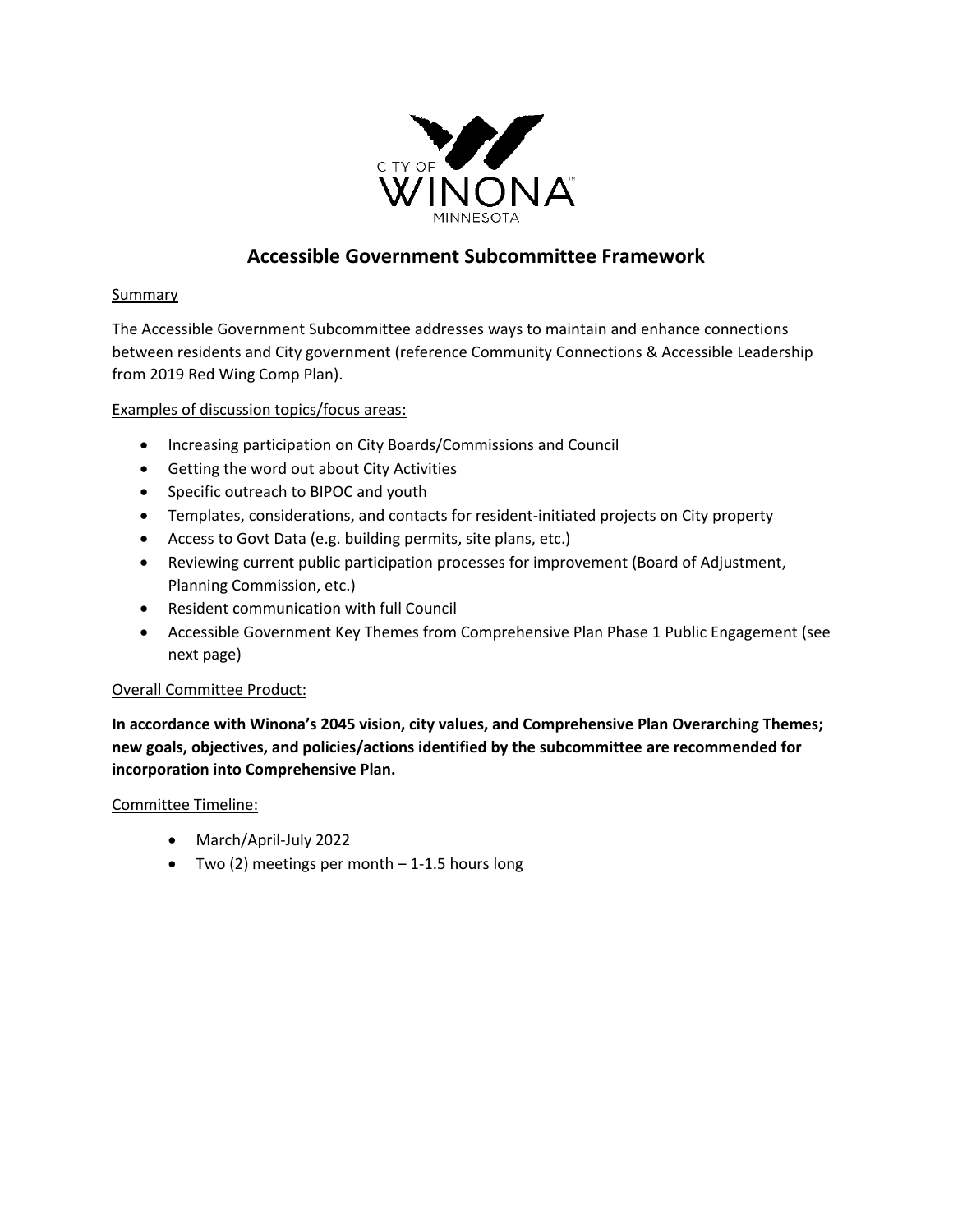CITY OF WINONA MINNESOTA

# Accessible Government Subcommittee Framework

Summary

The Accessible Government Subcommittee addresses ways to maintain and enhance connections between residents and City government (reference Community Connections & Accessible Leadership from 2019 Red Wing Comp Plan).

Examples of discussion topics/focus areas:

- Increasing participation on City Boards/Commissions and Council
- Getting the word out about City Activities
- Specific outreach to BIPOC and youth
- Templates, considerations, and contacts for resident-initiated projects on City property
- Access to Govt Data (e.g. building permits, site plans, etc.)
- Reviewing current public participation processes for improvement (Board of Adjustment, Planning Commission, etc.)
- Resident communication with full Council
- Accessible Government Key Themes from Comprehensive Plan Phase 1 Public Engagement (see next page)

Overall Committee Product:

**In accordance with Winona's 2045 vision, city values, and Comprehensive Plan Overarching Themes; new goals, objectives, and policies/actions identified by the subcommittee are recommended for incorporation into Comprehensive Plan.**

Committee Timeline:

- March/April-July 2022
- Two (2) meetings per month – 1-1.5 hours long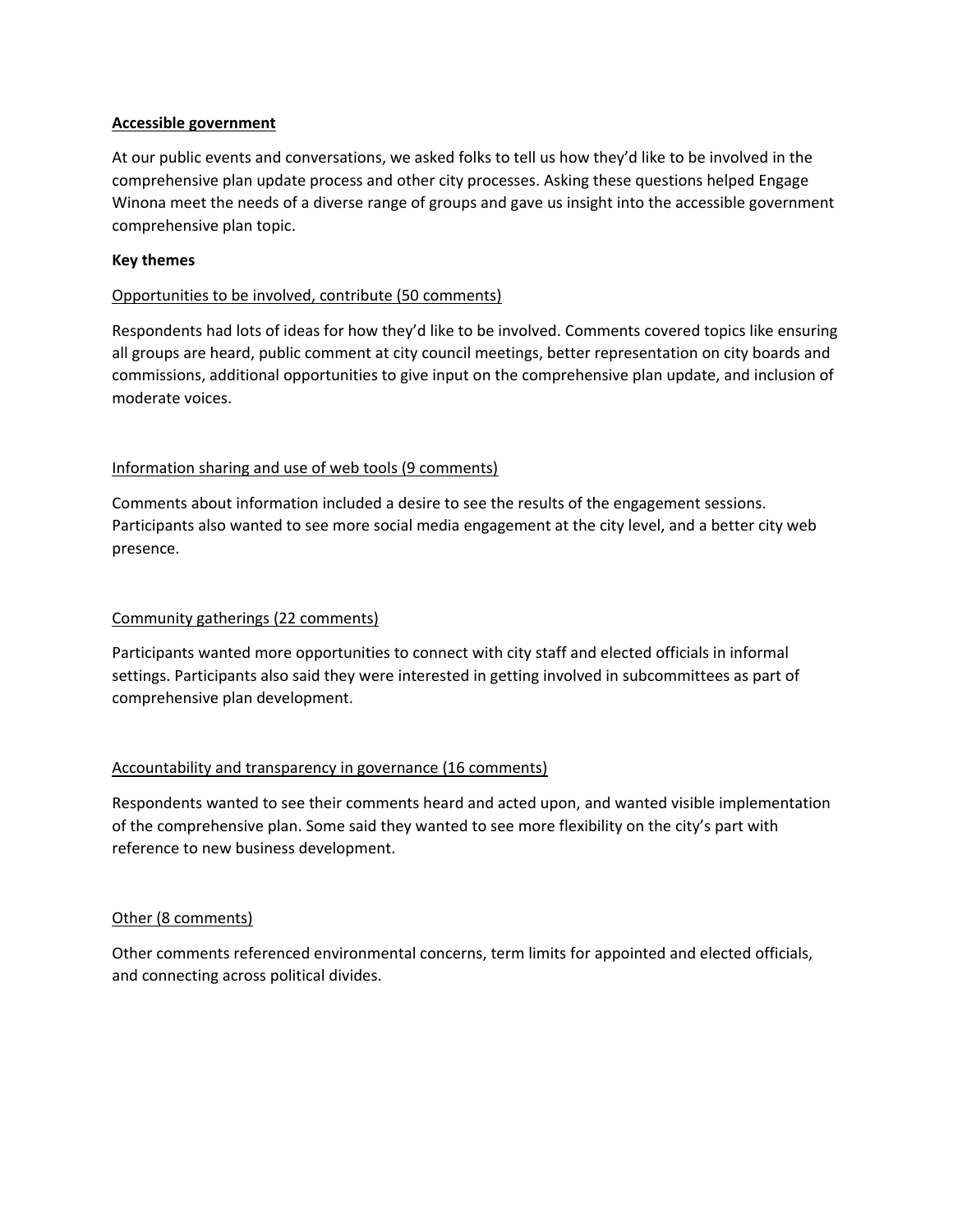## Accessible government

At our public events and conversations, we asked folks to tell us how they'd like to be involved in the comprehensive plan update process and other city processes. Asking these questions helped Engage Winona meet the needs of a diverse range of groups and gave us insight into the accessible government comprehensive plan topic.

### Key themes

#### Opportunities to be involved, contribute (50 comments)

Respondents had lots of ideas for how they'd like to be involved. Comments covered topics like ensuring all groups are heard, public comment at city council meetings, better representation on city boards and commissions, additional opportunities to give input on the comprehensive plan update, and inclusion of moderate voices.

#### Information sharing and use of web tools (9 comments)

Comments about information included a desire to see the results of the engagement sessions. Participants also wanted to see more social media engagement at the city level, and a better city web presence.

#### Community gatherings (22 comments)

Participants wanted more opportunities to connect with city staff and elected officials in informal settings. Participants also said they were interested in getting involved in subcommittees as part of comprehensive plan development.

#### Accountability and transparency in governance (16 comments)

Respondents wanted to see their comments heard and acted upon, and wanted visible implementation of the comprehensive plan. Some said they wanted to see more flexibility on the city's part with reference to new business development.

#### Other (8 comments)

Other comments referenced environmental concerns, term limits for appointed and elected officials, and connecting across political divides.